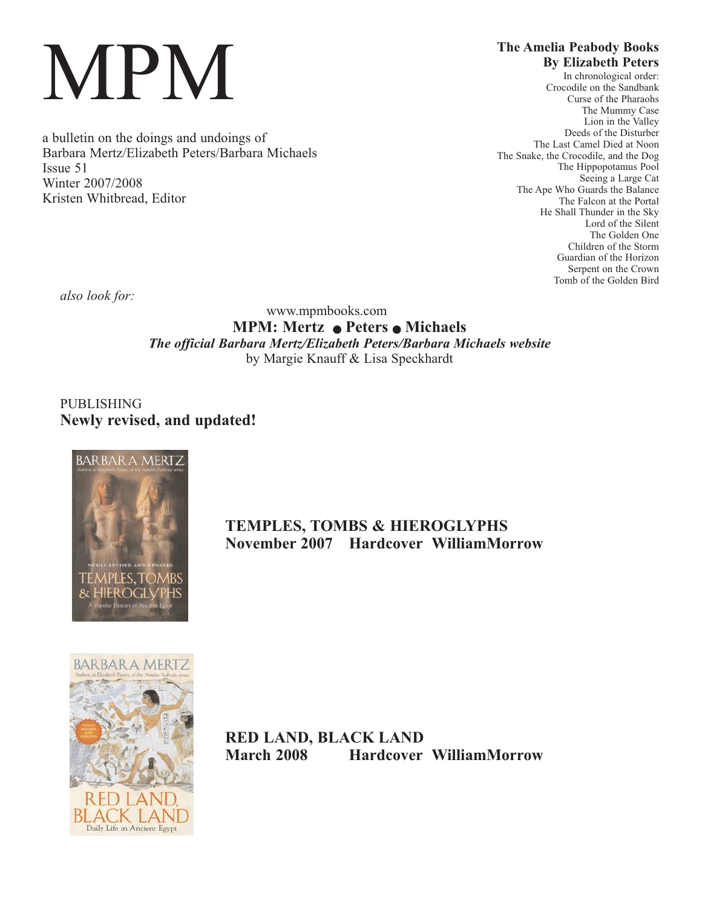# MPM

a bulletin on the doings and undoings of
Barbara Mertz/Elizabeth Peters/Barbara Michaels
Issue 51
Winter 2007/2008
Kristen Whitbread, Editor

**The Amelia Peabody Books**
**By Elizabeth Peters**

In chronological order:
Crocodile on the Sandbank
Curse of the Pharaohs
The Mummy Case
Lion in the Valley
Deeds of the Disturber
The Last Camel Died at Noon
The Snake, the Crocodile, and the Dog
The Hippopotamus Pool
Seeing a Large Cat
The Ape Who Guards the Balance
The Falcon at the Portal
He Shall Thunder in the Sky
Lord of the Silent
The Golden One
Children of the Storm
Guardian of the Horizon
Serpent on the Crown
Tomb of the Golden Bird

*also look for:*

www.mpmbooks.com
**MPM: Mertz ● Peters ● Michaels**
***The official Barbara Mertz/Elizabeth Peters/Barbara Michaels website***
by Margie Knauff & Lisa Speckhardt

PUBLISHING
**Newly revised, and updated!**

**TEMPLES, TOMBS & HIEROGLYPHS**
**November 2007 Hardcover WilliamMorrow**

**RED LAND, BLACK LAND**
**March 2008 Hardcover WilliamMorrow**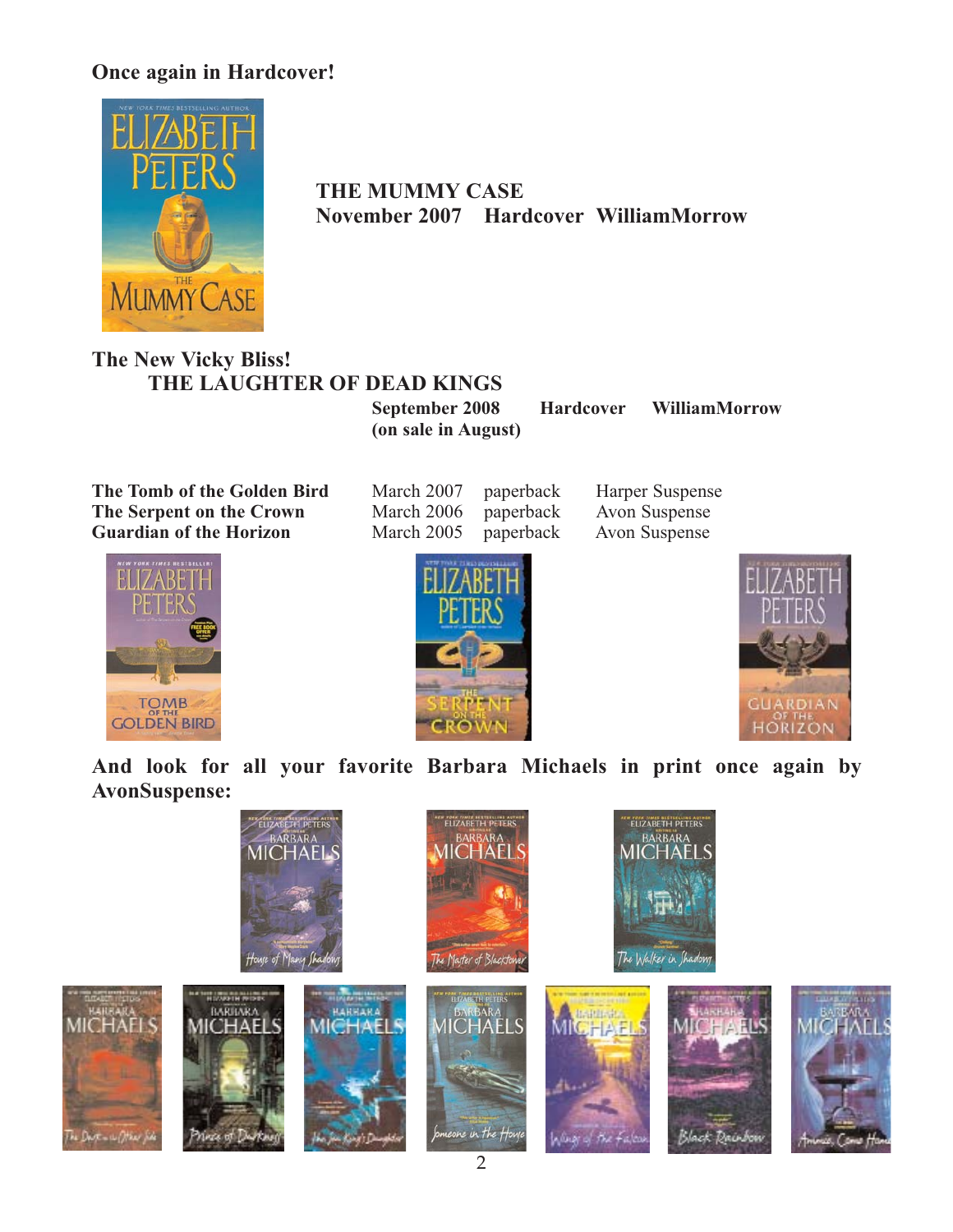**Once again in Hardcover!**

**THE MUMMY CASE**
**November 2007 Hardcover WilliamMorrow**

**The New Vicky Bliss!**

**THE LAUGHTER OF DEAD KINGS**

**September 2008 Hardcover WilliamMorrow**
**(on sale in August)**

| | | | |
|---|---|---|---|
| **The Tomb of the Golden Bird** | March 2007 | paperback | Harper Suspense |
| **The Serpent on the Crown** | March 2006 | paperback | Avon Suspense |
| **Guardian of the Horizon** | March 2005 | paperback | Avon Suspense |

**And look for all your favorite Barbara Michaels in print once again by AvonSuspense:**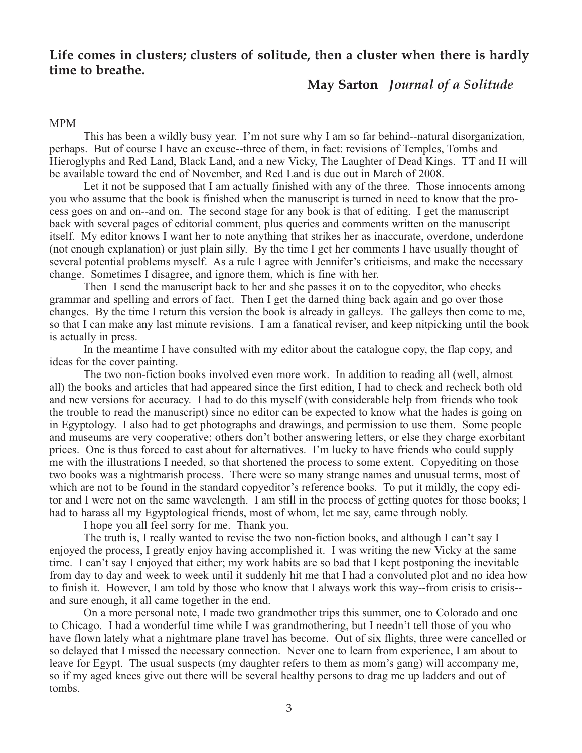**Life comes in clusters; clusters of solitude, then a cluster when there is hardly time to breathe.**

**May Sarton** ***Journal of a Solitude***

MPM

This has been a wildly busy year. I'm not sure why I am so far behind--natural disorganization, perhaps. But of course I have an excuse--three of them, in fact: revisions of Temples, Tombs and Hieroglyphs and Red Land, Black Land, and a new Vicky, The Laughter of Dead Kings. TT and H will be available toward the end of November, and Red Land is due out in March of 2008.

Let it not be supposed that I am actually finished with any of the three. Those innocents among you who assume that the book is finished when the manuscript is turned in need to know that the process goes on and on--and on. The second stage for any book is that of editing. I get the manuscript back with several pages of editorial comment, plus queries and comments written on the manuscript itself. My editor knows I want her to note anything that strikes her as inaccurate, overdone, underdone (not enough explanation) or just plain silly. By the time I get her comments I have usually thought of several potential problems myself. As a rule I agree with Jennifer's criticisms, and make the necessary change. Sometimes I disagree, and ignore them, which is fine with her.

Then I send the manuscript back to her and she passes it on to the copyeditor, who checks grammar and spelling and errors of fact. Then I get the darned thing back again and go over those changes. By the time I return this version the book is already in galleys. The galleys then come to me, so that I can make any last minute revisions. I am a fanatical reviser, and keep nitpicking until the book is actually in press.

In the meantime I have consulted with my editor about the catalogue copy, the flap copy, and ideas for the cover painting.

The two non-fiction books involved even more work. In addition to reading all (well, almost all) the books and articles that had appeared since the first edition, I had to check and recheck both old and new versions for accuracy. I had to do this myself (with considerable help from friends who took the trouble to read the manuscript) since no editor can be expected to know what the hades is going on in Egyptology. I also had to get photographs and drawings, and permission to use them. Some people and museums are very cooperative; others don't bother answering letters, or else they charge exorbitant prices. One is thus forced to cast about for alternatives. I'm lucky to have friends who could supply me with the illustrations I needed, so that shortened the process to some extent. Copyediting on those two books was a nightmarish process. There were so many strange names and unusual terms, most of which are not to be found in the standard copyeditor's reference books. To put it mildly, the copy editor and I were not on the same wavelength. I am still in the process of getting quotes for those books; I had to harass all my Egyptological friends, most of whom, let me say, came through nobly.

I hope you all feel sorry for me. Thank you.

The truth is, I really wanted to revise the two non-fiction books, and although I can't say I enjoyed the process, I greatly enjoy having accomplished it. I was writing the new Vicky at the same time. I can't say I enjoyed that either; my work habits are so bad that I kept postponing the inevitable from day to day and week to week until it suddenly hit me that I had a convoluted plot and no idea how to finish it. However, I am told by those who know that I always work this way--from crisis to crisis--and sure enough, it all came together in the end.

On a more personal note, I made two grandmother trips this summer, one to Colorado and one to Chicago. I had a wonderful time while I was grandmothering, but I needn't tell those of you who have flown lately what a nightmare plane travel has become. Out of six flights, three were cancelled or so delayed that I missed the necessary connection. Never one to learn from experience, I am about to leave for Egypt. The usual suspects (my daughter refers to them as mom's gang) will accompany me, so if my aged knees give out there will be several healthy persons to drag me up ladders and out of tombs.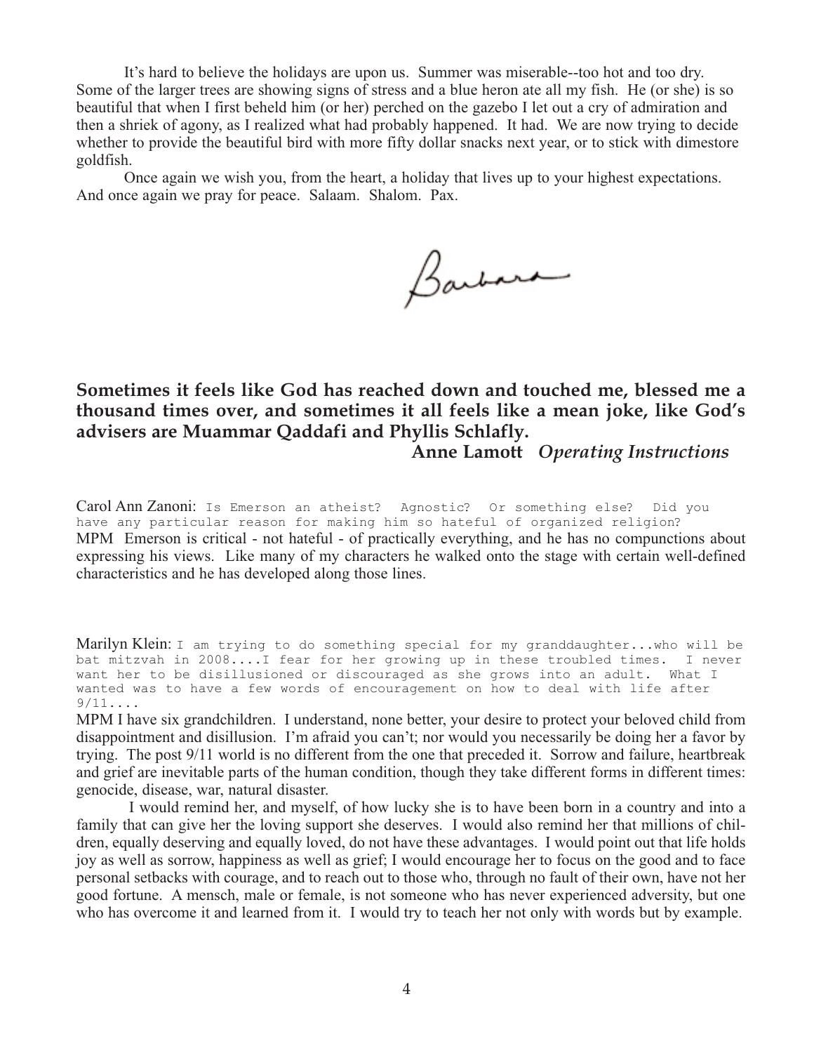It's hard to believe the holidays are upon us. Summer was miserable--too hot and too dry. Some of the larger trees are showing signs of stress and a blue heron ate all my fish. He (or she) is so beautiful that when I first beheld him (or her) perched on the gazebo I let out a cry of admiration and then a shriek of agony, as I realized what had probably happened. It had. We are now trying to decide whether to provide the beautiful bird with more fifty dollar snacks next year, or to stick with dimestore goldfish.

Once again we wish you, from the heart, a holiday that lives up to your highest expectations. And once again we pray for peace. Salaam. Shalom. Pax.

Barbara

**Sometimes it feels like God has reached down and touched me, blessed me a thousand times over, and sometimes it all feels like a mean joke, like God's advisers are Muammar Qaddafi and Phyllis Schlafly.**

**Anne Lamott** ***Operating Instructions***

Carol Ann Zanoni: `Is Emerson an atheist? Agnostic? Or something else? Did you have any particular reason for making him so hateful of organized religion?`

MPM Emerson is critical - not hateful - of practically everything, and he has no compunctions about expressing his views. Like many of my characters he walked onto the stage with certain well-defined characteristics and he has developed along those lines.

Marilyn Klein: `I am trying to do something special for my granddaughter...who will be bat mitzvah in 2008....I fear for her growing up in these troubled times. I never want her to be disillusioned or discouraged as she grows into an adult. What I wanted was to have a few words of encouragement on how to deal with life after 9/11....`

MPM I have six grandchildren. I understand, none better, your desire to protect your beloved child from disappointment and disillusion. I'm afraid you can't; nor would you necessarily be doing her a favor by trying. The post 9/11 world is no different from the one that preceded it. Sorrow and failure, heartbreak and grief are inevitable parts of the human condition, though they take different forms in different times: genocide, disease, war, natural disaster.

I would remind her, and myself, of how lucky she is to have been born in a country and into a family that can give her the loving support she deserves. I would also remind her that millions of children, equally deserving and equally loved, do not have these advantages. I would point out that life holds joy as well as sorrow, happiness as well as grief; I would encourage her to focus on the good and to face personal setbacks with courage, and to reach out to those who, through no fault of their own, have not her good fortune. A mensch, male or female, is not someone who has never experienced adversity, but one who has overcome it and learned from it. I would try to teach her not only with words but by example.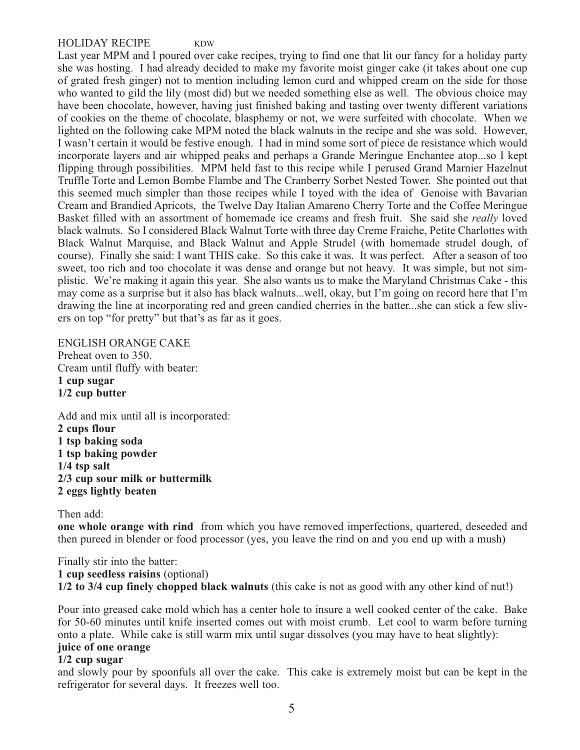## HOLIDAY RECIPE KDW

Last year MPM and I poured over cake recipes, trying to find one that lit our fancy for a holiday party she was hosting. I had already decided to make my favorite moist ginger cake (it takes about one cup of grated fresh ginger) not to mention including lemon curd and whipped cream on the side for those who wanted to gild the lily (most did) but we needed something else as well. The obvious choice may have been chocolate, however, having just finished baking and tasting over twenty different variations of cookies on the theme of chocolate, blasphemy or not, we were surfeited with chocolate. When we lighted on the following cake MPM noted the black walnuts in the recipe and she was sold. However, I wasn't certain it would be festive enough. I had in mind some sort of piece de resistance which would incorporate layers and air whipped peaks and perhaps a Grande Meringue Enchantee atop...so I kept flipping through possibilities. MPM held fast to this recipe while I perused Grand Marnier Hazelnut Truffle Torte and Lemon Bombe Flambe and The Cranberry Sorbet Nested Tower. She pointed out that this seemed much simpler than those recipes while I toyed with the idea of Genoise with Bavarian Cream and Brandied Apricots, the Twelve Day Italian Amareno Cherry Torte and the Coffee Meringue Basket filled with an assortment of homemade ice creams and fresh fruit. She said she *really* loved black walnuts. So I considered Black Walnut Torte with three day Creme Fraiche, Petite Charlottes with Black Walnut Marquise, and Black Walnut and Apple Strudel (with homemade strudel dough, of course). Finally she said: I want THIS cake. So this cake it was. It was perfect. After a season of too sweet, too rich and too chocolate it was dense and orange but not heavy. It was simple, but not simplistic. We're making it again this year. She also wants us to make the Maryland Christmas Cake - this may come as a surprise but it also has black walnuts...well, okay, but I'm going on record here that I'm drawing the line at incorporating red and green candied cherries in the batter...she can stick a few slivers on top "for pretty" but that's as far as it goes.

### ENGLISH ORANGE CAKE

Preheat oven to 350.

Cream until fluffy with beater:

**1 cup sugar**
**1/2 cup butter**

Add and mix until all is incorporated:

**2 cups flour**
**1 tsp baking soda**
**1 tsp baking powder**
**1/4 tsp salt**
**2/3 cup sour milk or buttermilk**
**2 eggs lightly beaten**

Then add:

**one whole orange with rind** from which you have removed imperfections, quartered, deseeded and then pureed in blender or food processor (yes, you leave the rind on and you end up with a mush)

Finally stir into the batter:

**1 cup seedless raisins** (optional)
**1/2 to 3/4 cup finely chopped black walnuts** (this cake is not as good with any other kind of nut!)

Pour into greased cake mold which has a center hole to insure a well cooked center of the cake. Bake for 50-60 minutes until knife inserted comes out with moist crumb. Let cool to warm before turning onto a plate. While cake is still warm mix until sugar dissolves (you may have to heat slightly):

**juice of one orange**
**1/2 cup sugar**

and slowly pour by spoonfuls all over the cake. This cake is extremely moist but can be kept in the refrigerator for several days. It freezes well too.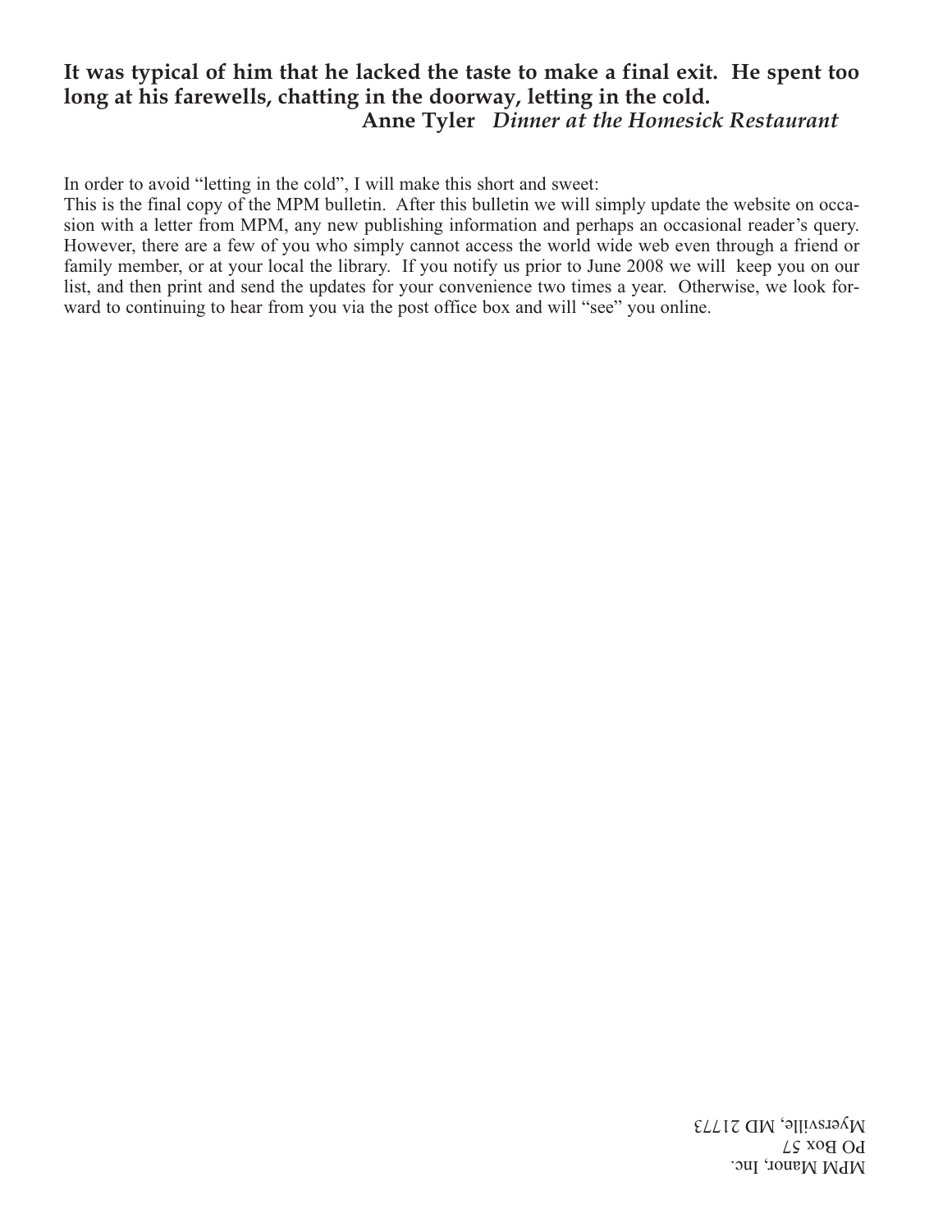**It was typical of him that he lacked the taste to make a final exit. He spent too long at his farewells, chatting in the doorway, letting in the cold.**
**Anne Tyler** ***Dinner at the Homesick Restaurant***

In order to avoid "letting in the cold", I will make this short and sweet:
This is the final copy of the MPM bulletin. After this bulletin we will simply update the website on occasion with a letter from MPM, any new publishing information and perhaps an occasional reader's query. However, there are a few of you who simply cannot access the world wide web even through a friend or family member, or at your local the library. If you notify us prior to June 2008 we will keep you on our list, and then print and send the updates for your convenience two times a year. Otherwise, we look forward to continuing to hear from you via the post office box and will "see" you online.

MPM Manor, Inc.
PO Box 57
Myersville, MD 21773